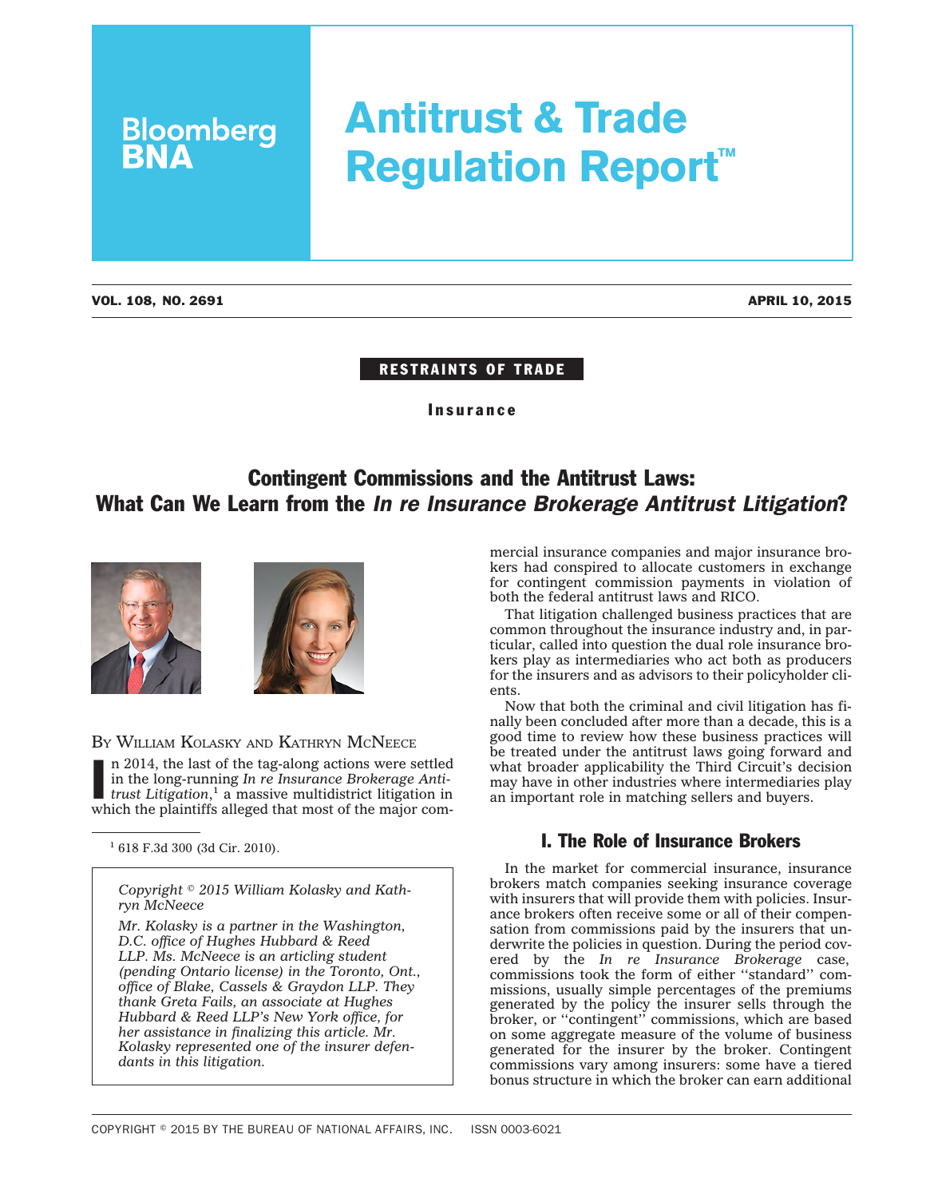# Antitrust & Trade Regulation Report™

VOL. 108, NO. 2691 APRIL 10, 2015

RESTRAINTS OF TRADE

Insurance

## Contingent Commissions and the Antitrust Laws: What Can We Learn from the *In re Insurance Brokerage Antitrust Litigation*?

BY WILLIAM KOLASKY AND KATHRYN MCNEECE

In 2014, the last of the tag-along actions were settled in the long-running *In re Insurance Brokerage Antitrust Litigation*,[1] a massive multidistrict litigation in which the plaintiffs alleged that most of the major commercial insurance companies and major insurance brokers had conspired to allocate customers in exchange for contingent commission payments in violation of both the federal antitrust laws and RICO.

That litigation challenged business practices that are common throughout the insurance industry and, in particular, called into question the dual role insurance brokers play as intermediaries who act both as producers for the insurers and as advisors to their policyholder clients.

Now that both the criminal and civil litigation has finally been concluded after more than a decade, this is a good time to review how these business practices will be treated under the antitrust laws going forward and what broader applicability the Third Circuit's decision may have in other industries where intermediaries play an important role in matching sellers and buyers.

[1] 618 F.3d 300 (3d Cir. 2010).

*Copyright © 2015 William Kolasky and Kathryn McNeece*

*Mr. Kolasky is a partner in the Washington, D.C. office of Hughes Hubbard & Reed LLP. Ms. McNeece is an articling student (pending Ontario license) in the Toronto, Ont., office of Blake, Cassels & Graydon LLP. They thank Greta Fails, an associate at Hughes Hubbard & Reed LLP's New York office, for her assistance in finalizing this article. Mr. Kolasky represented one of the insurer defendants in this litigation.*

## I. The Role of Insurance Brokers

In the market for commercial insurance, insurance brokers match companies seeking insurance coverage with insurers that will provide them with policies. Insurance brokers often receive some or all of their compensation from commissions paid by the insurers that underwrite the policies in question. During the period covered by the *In re Insurance Brokerage* case, commissions took the form of either ''standard'' commissions, usually simple percentages of the premiums generated by the policy the insurer sells through the broker, or ''contingent'' commissions, which are based on some aggregate measure of the volume of business generated for the insurer by the broker. Contingent commissions vary among insurers: some have a tiered bonus structure in which the broker can earn additional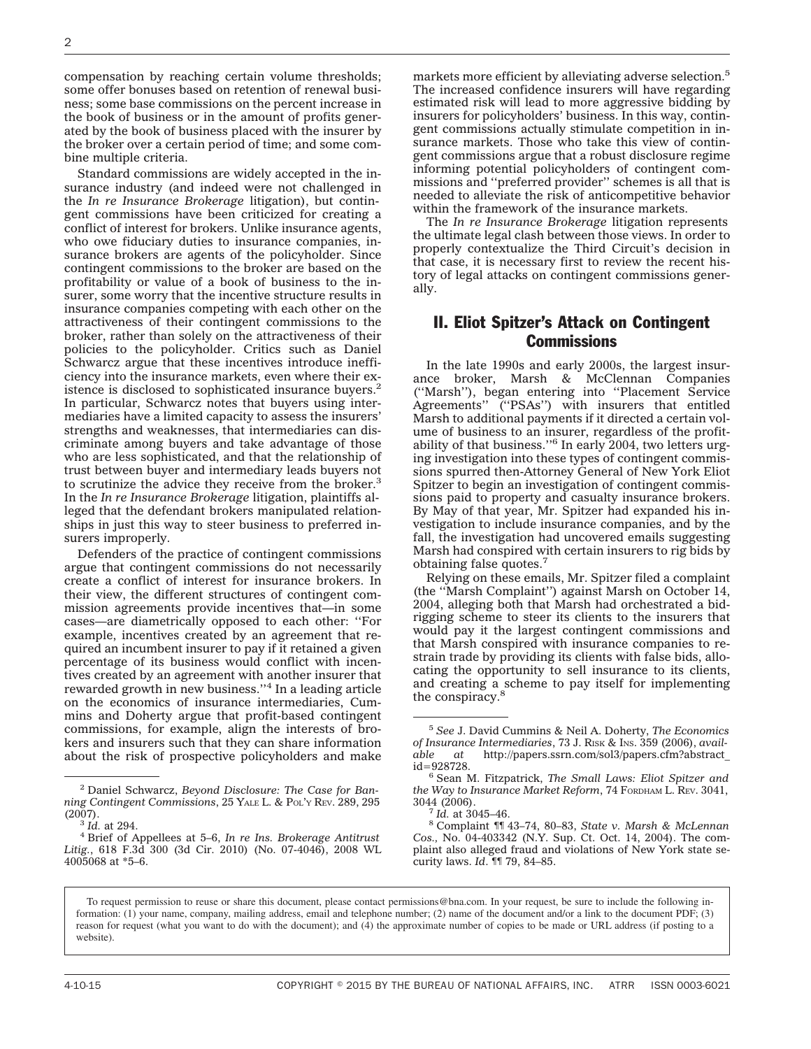compensation by reaching certain volume thresholds; some offer bonuses based on retention of renewal business; some base commissions on the percent increase in the book of business or in the amount of profits generated by the book of business placed with the insurer by the broker over a certain period of time; and some combine multiple criteria.

Standard commissions are widely accepted in the insurance industry (and indeed were not challenged in the *In re Insurance Brokerage* litigation), but contingent commissions have been criticized for creating a conflict of interest for brokers. Unlike insurance agents, who owe fiduciary duties to insurance companies, insurance brokers are agents of the policyholder. Since contingent commissions to the broker are based on the profitability or value of a book of business to the insurer, some worry that the incentive structure results in insurance companies competing with each other on the attractiveness of their contingent commissions to the broker, rather than solely on the attractiveness of their policies to the policyholder. Critics such as Daniel Schwarcz argue that these incentives introduce inefficiency into the insurance markets, even where their existence is disclosed to sophisticated insurance buyers.[2] In particular, Schwarcz notes that buyers using intermediaries have a limited capacity to assess the insurers' strengths and weaknesses, that intermediaries can discriminate among buyers and take advantage of those who are less sophisticated, and that the relationship of trust between buyer and intermediary leads buyers not to scrutinize the advice they receive from the broker.[3] In the *In re Insurance Brokerage* litigation, plaintiffs alleged that the defendant brokers manipulated relationships in just this way to steer business to preferred insurers improperly.

Defenders of the practice of contingent commissions argue that contingent commissions do not necessarily create a conflict of interest for insurance brokers. In their view, the different structures of contingent commission agreements provide incentives that—in some cases—are diametrically opposed to each other: ''For example, incentives created by an agreement that required an incumbent insurer to pay if it retained a given percentage of its business would conflict with incentives created by an agreement with another insurer that rewarded growth in new business.''[4] In a leading article on the economics of insurance intermediaries, Cummins and Doherty argue that profit-based contingent commissions, for example, align the interests of brokers and insurers such that they can share information about the risk of prospective policyholders and make markets more efficient by alleviating adverse selection.[5] The increased confidence insurers will have regarding estimated risk will lead to more aggressive bidding by insurers for policyholders' business. In this way, contingent commissions actually stimulate competition in insurance markets. Those who take this view of contingent commissions argue that a robust disclosure regime informing potential policyholders of contingent commissions and ''preferred provider'' schemes is all that is needed to alleviate the risk of anticompetitive behavior within the framework of the insurance markets.

The *In re Insurance Brokerage* litigation represents the ultimate legal clash between those views. In order to properly contextualize the Third Circuit's decision in that case, it is necessary first to review the recent history of legal attacks on contingent commissions generally.

## II. Eliot Spitzer's Attack on Contingent Commissions

In the late 1990s and early 2000s, the largest insurance broker, Marsh & McClennan Companies (''Marsh''), began entering into ''Placement Service Agreements'' (''PSAs'') with insurers that entitled Marsh to additional payments if it directed a certain volume of business to an insurer, regardless of the profitability of that business.''[6] In early 2004, two letters urging investigation into these types of contingent commissions spurred then-Attorney General of New York Eliot Spitzer to begin an investigation of contingent commissions paid to property and casualty insurance brokers. By May of that year, Mr. Spitzer had expanded his investigation to include insurance companies, and by the fall, the investigation had uncovered emails suggesting Marsh had conspired with certain insurers to rig bids by obtaining false quotes.[7]

Relying on these emails, Mr. Spitzer filed a complaint (the ''Marsh Complaint'') against Marsh on October 14, 2004, alleging both that Marsh had orchestrated a bid-rigging scheme to steer its clients to the insurers that would pay it the largest contingent commissions and that Marsh conspired with insurance companies to restrain trade by providing its clients with false bids, allocating the opportunity to sell insurance to its clients, and creating a scheme to pay itself for implementing the conspiracy.[8]

---

[2] Daniel Schwarcz, *Beyond Disclosure: The Case for Banning Contingent Commissions*, 25 YALE L. & POL'Y REV. 289, 295 (2007).

[3] *Id.* at 294.

[4] Brief of Appellees at 5–6, *In re Ins. Brokerage Antitrust Litig.*, 618 F.3d 300 (3d Cir. 2010) (No. 07-4046), 2008 WL 4005068 at *5–6.

[5] *See* J. David Cummins & Neil A. Doherty, *The Economics of Insurance Intermediaries*, 73 J. RISK & INS. 359 (2006), *available at* http://papers.ssrn.com/sol3/papers.cfm?abstract_id=928728.

[6] Sean M. Fitzpatrick, *The Small Laws: Eliot Spitzer and the Way to Insurance Market Reform*, 74 FORDHAM L. REV. 3041, 3044 (2006).

[7] *Id.* at 3045–46.

[8] Complaint ¶¶ 43–74, 80–83, *State v. Marsh & McLennan Cos.*, No. 04-403342 (N.Y. Sup. Ct. Oct. 14, 2004). The complaint also alleged fraud and violations of New York state security laws. *Id.* ¶¶ 79, 84–85.

To request permission to reuse or share this document, please contact permissions@bna.com. In your request, be sure to include the following information: (1) your name, company, mailing address, email and telephone number; (2) name of the document and/or a link to the document PDF; (3) reason for request (what you want to do with the document); and (4) the approximate number of copies to be made or URL address (if posting to a website).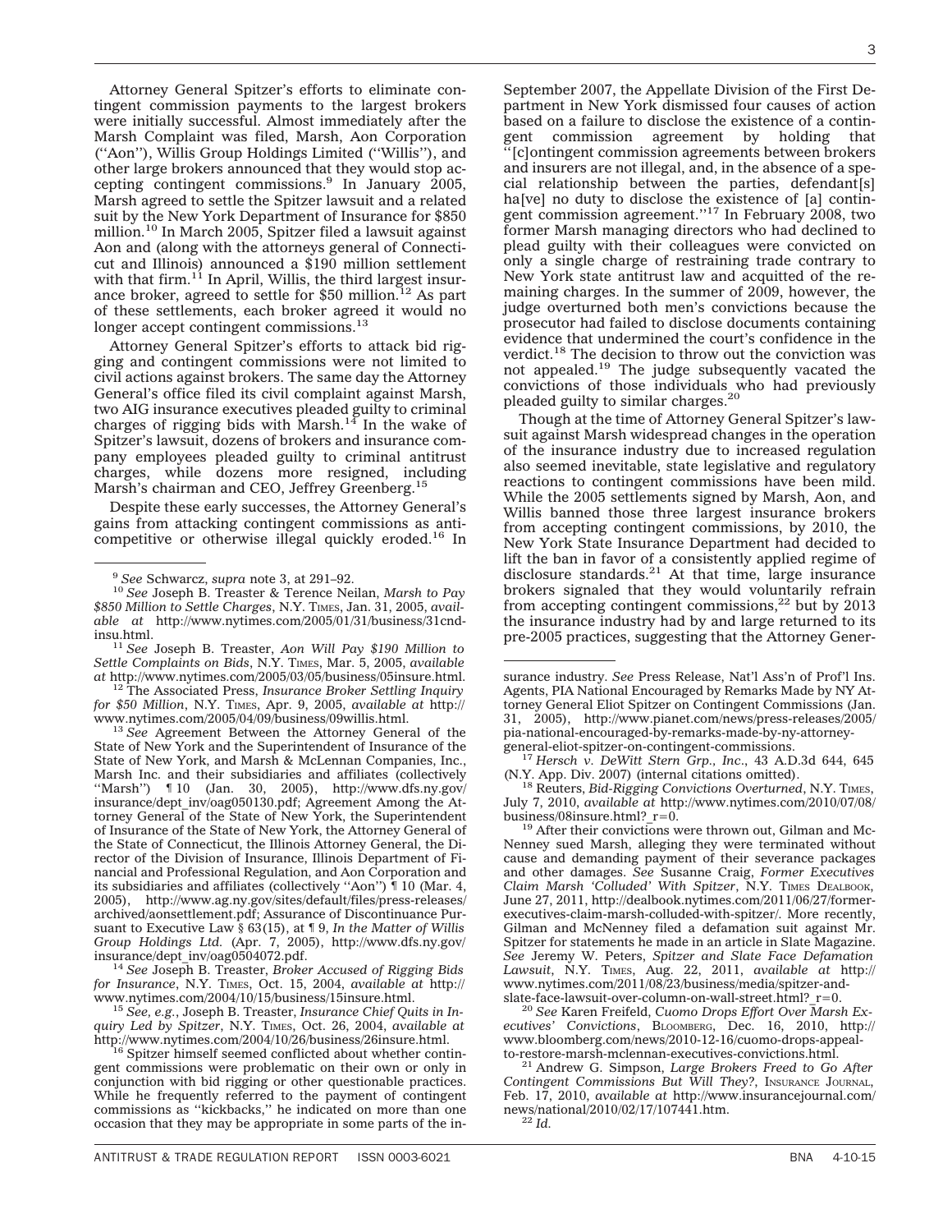Attorney General Spitzer's efforts to eliminate contingent commission payments to the largest brokers were initially successful. Almost immediately after the Marsh Complaint was filed, Marsh, Aon Corporation (''Aon''), Willis Group Holdings Limited (''Willis''), and other large brokers announced that they would stop accepting contingent commissions.[9] In January 2005, Marsh agreed to settle the Spitzer lawsuit and a related suit by the New York Department of Insurance for $850 million.[10] In March 2005, Spitzer filed a lawsuit against Aon and (along with the attorneys general of Connecticut and Illinois) announced a $190 million settlement with that firm.[11] In April, Willis, the third largest insurance broker, agreed to settle for $50 million.[12] As part of these settlements, each broker agreed it would no longer accept contingent commissions.[13]

Attorney General Spitzer's efforts to attack bid rigging and contingent commissions were not limited to civil actions against brokers. The same day the Attorney General's office filed its civil complaint against Marsh, two AIG insurance executives pleaded guilty to criminal charges of rigging bids with Marsh.[14] In the wake of Spitzer's lawsuit, dozens of brokers and insurance company employees pleaded guilty to criminal antitrust charges, while dozens more resigned, including Marsh's chairman and CEO, Jeffrey Greenberg.[15]

Despite these early successes, the Attorney General's gains from attacking contingent commissions as anticompetitive or otherwise illegal quickly eroded.[16] In September 2007, the Appellate Division of the First Department in New York dismissed four causes of action based on a failure to disclose the existence of a contingent commission agreement by holding that ''[c]ontingent commission agreements between brokers and insurers are not illegal, and, in the absence of a special relationship between the parties, defendant[s] ha[ve] no duty to disclose the existence of [a] contingent commission agreement.''[17] In February 2008, two former Marsh managing directors who had declined to plead guilty with their colleagues were convicted on only a single charge of restraining trade contrary to New York state antitrust law and acquitted of the remaining charges. In the summer of 2009, however, the judge overturned both men's convictions because the prosecutor had failed to disclose documents containing evidence that undermined the court's confidence in the verdict.[18] The decision to throw out the conviction was not appealed.[19] The judge subsequently vacated the convictions of those individuals who had previously pleaded guilty to similar charges.[20]

Though at the time of Attorney General Spitzer's lawsuit against Marsh widespread changes in the operation of the insurance industry due to increased regulation also seemed inevitable, state legislative and regulatory reactions to contingent commissions have been mild. While the 2005 settlements signed by Marsh, Aon, and Willis banned those three largest insurance brokers from accepting contingent commissions, by 2010, the New York State Insurance Department had decided to lift the ban in favor of a consistently applied regime of disclosure standards.[21] At that time, large insurance brokers signaled that they would voluntarily refrain from accepting contingent commissions,[22] but by 2013 the insurance industry had by and large returned to its pre-2005 practices, suggesting that the Attorney Gener-

---

[9] *See* Schwarcz, *supra* note 3, at 291–92.

[10] *See* Joseph B. Treaster & Terence Neilan, *Marsh to Pay $850 Million to Settle Charges*, N.Y. TIMES, Jan. 31, 2005, *available at* http://www.nytimes.com/2005/01/31/business/31cnd-insu.html.

[11] *See* Joseph B. Treaster, *Aon Will Pay $190 Million to Settle Complaints on Bids*, N.Y. TIMES, Mar. 5, 2005, *available at* http://www.nytimes.com/2005/03/05/business/05insure.html.

[12] The Associated Press, *Insurance Broker Settling Inquiry for $50 Million*, N.Y. TIMES, Apr. 9, 2005, *available at* http://www.nytimes.com/2005/04/09/business/09willis.html.

[13] *See* Agreement Between the Attorney General of the State of New York and the Superintendent of Insurance of the State of New York, and Marsh & McLennan Companies, Inc., Marsh Inc. and their subsidiaries and affiliates (collectively ''Marsh'') ¶ 10 (Jan. 30, 2005), http://www.dfs.ny.gov/insurance/dept_inv/oag050130.pdf; Agreement Among the Attorney General of the State of New York, the Superintendent of Insurance of the State of New York, the Attorney General of the State of Connecticut, the Illinois Attorney General, the Director of the Division of Insurance, Illinois Department of Financial and Professional Regulation, and Aon Corporation and its subsidiaries and affiliates (collectively ''Aon'') ¶ 10 (Mar. 4, 2005), http://www.ag.ny.gov/sites/default/files/press-releases/archived/aonsettlement.pdf; Assurance of Discontinuance Pursuant to Executive Law § 63(15), at ¶ 9, *In the Matter of Willis Group Holdings Ltd.* (Apr. 7, 2005), http://www.dfs.ny.gov/insurance/dept_inv/oag0504072.pdf.

[14] *See* Joseph B. Treaster, *Broker Accused of Rigging Bids for Insurance*, N.Y. TIMES, Oct. 15, 2004, *available at* http://www.nytimes.com/2004/10/15/business/15insure.html.

[15] *See, e.g.*, Joseph B. Treaster, *Insurance Chief Quits in Inquiry Led by Spitzer*, N.Y. TIMES, Oct. 26, 2004, *available at* http://www.nytimes.com/2004/10/26/business/26insure.html.

[16] Spitzer himself seemed conflicted about whether contingent commissions were problematic on their own or only in conjunction with bid rigging or other questionable practices. While he frequently referred to the payment of contingent commissions as ''kickbacks,'' he indicated on more than one occasion that they may be appropriate in some parts of the insurance industry. *See* Press Release, Nat'l Ass'n of Prof'l Ins. Agents, PIA National Encouraged by Remarks Made by NY Attorney General Eliot Spitzer on Contingent Commissions (Jan. 31, 2005), http://www.pianet.com/news/press-releases/2005/pia-national-encouraged-by-remarks-made-by-ny-attorney-general-eliot-spitzer-on-contingent-commissions.

[17] *Hersch v. DeWitt Stern Grp., Inc*., 43 A.D.3d 644, 645 (N.Y. App. Div. 2007) (internal citations omitted).

[18] Reuters, *Bid-Rigging Convictions Overturned*, N.Y. TIMES, July 7, 2010, *available at* http://www.nytimes.com/2010/07/08/business/08insure.html?_r=0.

[19] After their convictions were thrown out, Gilman and McNenney sued Marsh, alleging they were terminated without cause and demanding payment of their severance packages and other damages. *See* Susanne Craig, *Former Executives Claim Marsh 'Colluded' With Spitzer*, N.Y. TIMES DEALBOOK, June 27, 2011, http://dealbook.nytimes.com/2011/06/27/former-executives-claim-marsh-colluded-with-spitzer/. More recently, Gilman and McNenney filed a defamation suit against Mr. Spitzer for statements he made in an article in Slate Magazine. *See* Jeremy W. Peters, *Spitzer and Slate Face Defamation Lawsuit*, N.Y. TIMES, Aug. 22, 2011, *available at* http://www.nytimes.com/2011/08/23/business/media/spitzer-and-slate-face-lawsuit-over-column-on-wall-street.html?_r=0.

[20] *See* Karen Freifeld, *Cuomo Drops Effort Over Marsh Executives' Convictions*, BLOOMBERG, Dec. 16, 2010, http://www.bloomberg.com/news/2010-12-16/cuomo-drops-appeal-to-restore-marsh-mclennan-executives-convictions.html.

[21] Andrew G. Simpson, *Large Brokers Freed to Go After Contingent Commissions But Will They?*, INSURANCE JOURNAL, Feb. 17, 2010, *available at* http://www.insurancejournal.com/news/national/2010/02/17/107441.htm.

[22] *Id.*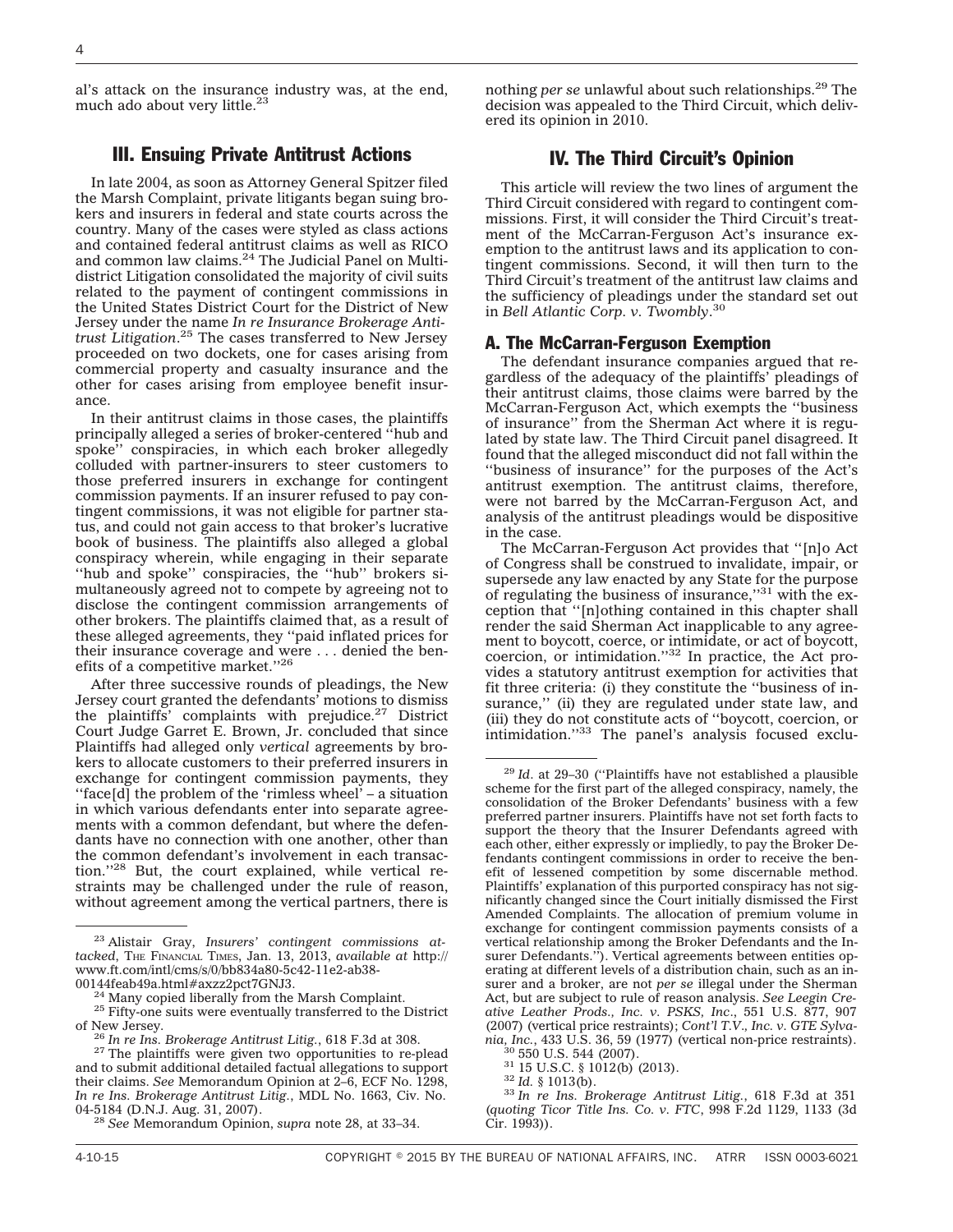al's attack on the insurance industry was, at the end, much ado about very little.[23]

## III. Ensuing Private Antitrust Actions

In late 2004, as soon as Attorney General Spitzer filed the Marsh Complaint, private litigants began suing brokers and insurers in federal and state courts across the country. Many of the cases were styled as class actions and contained federal antitrust claims as well as RICO and common law claims.[24] The Judicial Panel on Multidistrict Litigation consolidated the majority of civil suits related to the payment of contingent commissions in the United States District Court for the District of New Jersey under the name *In re Insurance Brokerage Antitrust Litigation*.[25] The cases transferred to New Jersey proceeded on two dockets, one for cases arising from commercial property and casualty insurance and the other for cases arising from employee benefit insurance.

In their antitrust claims in those cases, the plaintiffs principally alleged a series of broker-centered ''hub and spoke'' conspiracies, in which each broker allegedly colluded with partner-insurers to steer customers to those preferred insurers in exchange for contingent commission payments. If an insurer refused to pay contingent commissions, it was not eligible for partner status, and could not gain access to that broker's lucrative book of business. The plaintiffs also alleged a global conspiracy wherein, while engaging in their separate ''hub and spoke'' conspiracies, the ''hub'' brokers simultaneously agreed not to compete by agreeing not to disclose the contingent commission arrangements of other brokers. The plaintiffs claimed that, as a result of these alleged agreements, they ''paid inflated prices for their insurance coverage and were . . . denied the benefits of a competitive market.''[26]

After three successive rounds of pleadings, the New Jersey court granted the defendants' motions to dismiss the plaintiffs' complaints with prejudice.[27] District Court Judge Garret E. Brown, Jr. concluded that since Plaintiffs had alleged only *vertical* agreements by brokers to allocate customers to their preferred insurers in exchange for contingent commission payments, they ''face[d] the problem of the 'rimless wheel' – a situation in which various defendants enter into separate agreements with a common defendant, but where the defendants have no connection with one another, other than the common defendant's involvement in each transaction.''[28] But, the court explained, while vertical restraints may be challenged under the rule of reason, without agreement among the vertical partners, there is nothing *per se* unlawful about such relationships.[29] The decision was appealed to the Third Circuit, which delivered its opinion in 2010.

## IV. The Third Circuit's Opinion

This article will review the two lines of argument the Third Circuit considered with regard to contingent commissions. First, it will consider the Third Circuit's treatment of the McCarran-Ferguson Act's insurance exemption to the antitrust laws and its application to contingent commissions. Second, it will then turn to the Third Circuit's treatment of the antitrust law claims and the sufficiency of pleadings under the standard set out in *Bell Atlantic Corp. v. Twombly*.[30]

### A. The McCarran-Ferguson Exemption

The defendant insurance companies argued that regardless of the adequacy of the plaintiffs' pleadings of their antitrust claims, those claims were barred by the McCarran-Ferguson Act, which exempts the ''business of insurance'' from the Sherman Act where it is regulated by state law. The Third Circuit panel disagreed. It found that the alleged misconduct did not fall within the ''business of insurance'' for the purposes of the Act's antitrust exemption. The antitrust claims, therefore, were not barred by the McCarran-Ferguson Act, and analysis of the antitrust pleadings would be dispositive in the case.

The McCarran-Ferguson Act provides that ''[n]o Act of Congress shall be construed to invalidate, impair, or supersede any law enacted by any State for the purpose of regulating the business of insurance,''[31] with the exception that ''[n]othing contained in this chapter shall render the said Sherman Act inapplicable to any agreement to boycott, coerce, or intimidate, or act of boycott, coercion, or intimidation.''[32] In practice, the Act provides a statutory antitrust exemption for activities that fit three criteria: (i) they constitute the ''business of insurance,'' (ii) they are regulated under state law, and (iii) they do not constitute acts of ''boycott, coercion, or intimidation.''[33] The panel's analysis focused exclu-

---

[23] Alistair Gray, *Insurers' contingent commissions attacked*, THE FINANCIAL TIMES, Jan. 13, 2013, *available at* http://www.ft.com/intl/cms/s/0/bb834a80-5c42-11e2-ab38-00144feab49a.html#axzz2pct7GNJ3.

[24] Many copied liberally from the Marsh Complaint.

[25] Fifty-one suits were eventually transferred to the District of New Jersey.

[26] *In re Ins. Brokerage Antitrust Litig.*, 618 F.3d at 308.

[27] The plaintiffs were given two opportunities to re-plead and to submit additional detailed factual allegations to support their claims. *See* Memorandum Opinion at 2–6, ECF No. 1298, *In re Ins. Brokerage Antitrust Litig.*, MDL No. 1663, Civ. No. 04-5184 (D.N.J. Aug. 31, 2007).

[28] *See* Memorandum Opinion, *supra* note 28, at 33–34.

[29] *Id.* at 29–30 (''Plaintiffs have not established a plausible scheme for the first part of the alleged conspiracy, namely, the consolidation of the Broker Defendants' business with a few preferred partner insurers. Plaintiffs have not set forth facts to support the theory that the Insurer Defendants agreed with each other, either expressly or impliedly, to pay the Broker Defendants contingent commissions in order to receive the benefit of lessened competition by some discernable method. Plaintiffs' explanation of this purported conspiracy has not significantly changed since the Court initially dismissed the First Amended Complaints. The allocation of premium volume in exchange for contingent commission payments consists of a vertical relationship among the Broker Defendants and the Insurer Defendants.''). Vertical agreements between entities operating at different levels of a distribution chain, such as an insurer and a broker, are not *per se* illegal under the Sherman Act, but are subject to rule of reason analysis. *See Leegin Creative Leather Prods., Inc. v. PSKS, Inc*., 551 U.S. 877, 907 (2007) (vertical price restraints); *Cont'l T.V., Inc. v. GTE Sylvania, Inc.*, 433 U.S. 36, 59 (1977) (vertical non-price restraints).

[30] 550 U.S. 544 (2007).

[31] 15 U.S.C. § 1012(b) (2013).

[32] *Id.* § 1013(b).

[33] *In re Ins. Brokerage Antitrust Litig.*, 618 F.3d at 351 (*quoting Ticor Title Ins. Co. v. FTC*, 998 F.2d 1129, 1133 (3d Cir. 1993)).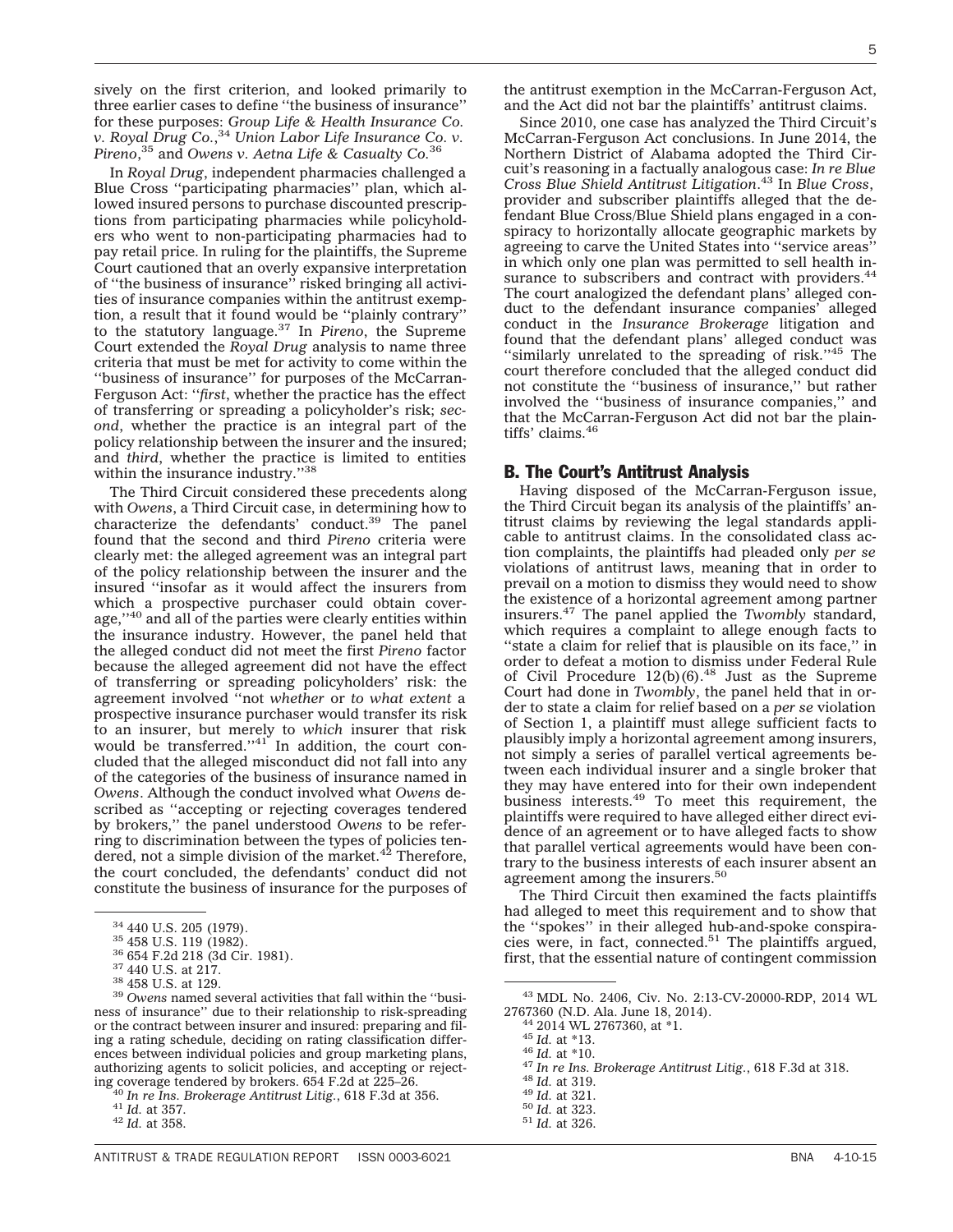sively on the first criterion, and looked primarily to three earlier cases to define ''the business of insurance'' for these purposes: *Group Life & Health Insurance Co. v. Royal Drug Co.*,[34] *Union Labor Life Insurance Co. v. Pireno*,[35] and *Owens v. Aetna Life & Casualty Co.*[36]

In *Royal Drug*, independent pharmacies challenged a Blue Cross ''participating pharmacies'' plan, which allowed insured persons to purchase discounted prescriptions from participating pharmacies while policyholders who went to non-participating pharmacies had to pay retail price. In ruling for the plaintiffs, the Supreme Court cautioned that an overly expansive interpretation of ''the business of insurance'' risked bringing all activities of insurance companies within the antitrust exemption, a result that it found would be ''plainly contrary'' to the statutory language.[37] In *Pireno*, the Supreme Court extended the *Royal Drug* analysis to name three criteria that must be met for activity to come within the ''business of insurance'' for purposes of the McCarran-Ferguson Act: ''*first*, whether the practice has the effect of transferring or spreading a policyholder's risk; *second*, whether the practice is an integral part of the policy relationship between the insurer and the insured; and *third*, whether the practice is limited to entities within the insurance industry.''[38]

The Third Circuit considered these precedents along with *Owens*, a Third Circuit case, in determining how to characterize the defendants' conduct.[39] The panel found that the second and third *Pireno* criteria were clearly met: the alleged agreement was an integral part of the policy relationship between the insurer and the insured ''insofar as it would affect the insurers from which a prospective purchaser could obtain coverage,''[40] and all of the parties were clearly entities within the insurance industry. However, the panel held that the alleged conduct did not meet the first *Pireno* factor because the alleged agreement did not have the effect of transferring or spreading policyholders' risk: the agreement involved ''not *whether* or *to what extent* a prospective insurance purchaser would transfer its risk to an insurer, but merely to *which* insurer that risk would be transferred.''[41] In addition, the court concluded that the alleged misconduct did not fall into any of the categories of the business of insurance named in *Owens*. Although the conduct involved what *Owens* described as ''accepting or rejecting coverages tendered by brokers,'' the panel understood *Owens* to be referring to discrimination between the types of policies tendered, not a simple division of the market.[42] Therefore, the court concluded, the defendants' conduct did not constitute the business of insurance for the purposes of the antitrust exemption in the McCarran-Ferguson Act, and the Act did not bar the plaintiffs' antitrust claims.

Since 2010, one case has analyzed the Third Circuit's McCarran-Ferguson Act conclusions. In June 2014, the Northern District of Alabama adopted the Third Circuit's reasoning in a factually analogous case: *In re Blue Cross Blue Shield Antitrust Litigation*.[43] In *Blue Cross*, provider and subscriber plaintiffs alleged that the defendant Blue Cross/Blue Shield plans engaged in a conspiracy to horizontally allocate geographic markets by agreeing to carve the United States into ''service areas'' in which only one plan was permitted to sell health insurance to subscribers and contract with providers.[44] The court analogized the defendant plans' alleged conduct to the defendant insurance companies' alleged conduct in the *Insurance Brokerage* litigation and found that the defendant plans' alleged conduct was ''similarly unrelated to the spreading of risk.''[45] The court therefore concluded that the alleged conduct did not constitute the ''business of insurance,'' but rather involved the ''business of insurance companies,'' and that the McCarran-Ferguson Act did not bar the plaintiffs' claims.[46]

## B. The Court's Antitrust Analysis

Having disposed of the McCarran-Ferguson issue, the Third Circuit began its analysis of the plaintiffs' antitrust claims by reviewing the legal standards applicable to antitrust claims. In the consolidated class action complaints, the plaintiffs had pleaded only *per se* violations of antitrust laws, meaning that in order to prevail on a motion to dismiss they would need to show the existence of a horizontal agreement among partner insurers.[47] The panel applied the *Twombly* standard, which requires a complaint to allege enough facts to ''state a claim for relief that is plausible on its face,'' in order to defeat a motion to dismiss under Federal Rule of Civil Procedure 12(b)(6).[48] Just as the Supreme Court had done in *Twombly*, the panel held that in order to state a claim for relief based on a *per se* violation of Section 1, a plaintiff must allege sufficient facts to plausibly imply a horizontal agreement among insurers, not simply a series of parallel vertical agreements between each individual insurer and a single broker that they may have entered into for their own independent business interests.[49] To meet this requirement, the plaintiffs were required to have alleged either direct evidence of an agreement or to have alleged facts to show that parallel vertical agreements would have been contrary to the business interests of each insurer absent an agreement among the insurers.[50]

The Third Circuit then examined the facts plaintiffs had alleged to meet this requirement and to show that the ''spokes'' in their alleged hub-and-spoke conspiracies were, in fact, connected.[51] The plaintiffs argued, first, that the essential nature of contingent commission

---

[34] 440 U.S. 205 (1979).

[35] 458 U.S. 119 (1982).

[36] 654 F.2d 218 (3d Cir. 1981).

[37] 440 U.S. at 217.

[38] 458 U.S. at 129.

[39] *Owens* named several activities that fall within the ''business of insurance'' due to their relationship to risk-spreading or the contract between insurer and insured: preparing and filing a rating schedule, deciding on rating classification differences between individual policies and group marketing plans, authorizing agents to solicit policies, and accepting or rejecting coverage tendered by brokers. 654 F.2d at 225–26.

[40] *In re Ins. Brokerage Antitrust Litig.*, 618 F.3d at 356.

[41] *Id.* at 357.

[42] *Id.* at 358.

[43] MDL No. 2406, Civ. No. 2:13-CV-20000-RDP, 2014 WL 2767360 (N.D. Ala. June 18, 2014).

[44] 2014 WL 2767360, at *1.

[45] *Id.* at *13.

[46] *Id.* at *10.

[47] *In re Ins. Brokerage Antitrust Litig.*, 618 F.3d at 318.

[48] *Id.* at 319.

[49] *Id.* at 321.

[50] *Id.* at 323.

[51] *Id.* at 326.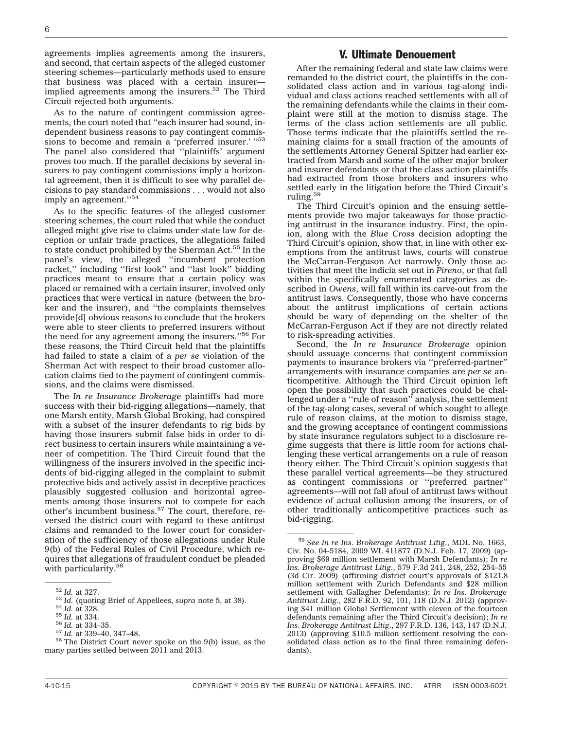agreements implies agreements among the insurers, and second, that certain aspects of the alleged customer steering schemes—particularly methods used to ensure that business was placed with a certain insurer—implied agreements among the insurers.[52] The Third Circuit rejected both arguments.

As to the nature of contingent commission agreements, the court noted that ''each insurer had sound, independent business reasons to pay contingent commissions to become and remain a 'preferred insurer.' ''[53] The panel also considered that ''plaintiffs' argument proves too much. If the parallel decisions by several insurers to pay contingent commissions imply a horizontal agreement, then it is difficult to see why parallel decisions to pay standard commissions . . . would not also imply an agreement.''[54]

As to the specific features of the alleged customer steering schemes, the court ruled that while the conduct alleged might give rise to claims under state law for deception or unfair trade practices, the allegations failed to state conduct prohibited by the Sherman Act.[55] In the panel's view, the alleged ''incumbent protection racket,'' including ''first look'' and ''last look'' bidding practices meant to ensure that a certain policy was placed or remained with a certain insurer, involved only practices that were vertical in nature (between the broker and the insurer), and ''the complaints themselves provide[d] obvious reasons to conclude that the brokers were able to steer clients to preferred insurers without the need for any agreement among the insurers.''[56] For these reasons, the Third Circuit held that the plaintiffs had failed to state a claim of a *per se* violation of the Sherman Act with respect to their broad customer allocation claims tied to the payment of contingent commissions, and the claims were dismissed.

The *In re Insurance Brokerage* plaintiffs had more success with their bid-rigging allegations—namely, that one Marsh entity, Marsh Global Broking, had conspired with a subset of the insurer defendants to rig bids by having those insurers submit false bids in order to direct business to certain insurers while maintaining a veneer of competition. The Third Circuit found that the willingness of the insurers involved in the specific incidents of bid-rigging alleged in the complaint to submit protective bids and actively assist in deceptive practices plausibly suggested collusion and horizontal agreements among those insurers not to compete for each other's incumbent business.[57] The court, therefore, reversed the district court with regard to these antitrust claims and remanded to the lower court for consideration of the sufficiency of those allegations under Rule 9(b) of the Federal Rules of Civil Procedure, which requires that allegations of fraudulent conduct be pleaded with particularity.[58]

## V. Ultimate Denouement

After the remaining federal and state law claims were remanded to the district court, the plaintiffs in the consolidated class action and in various tag-along individual and class actions reached settlements with all of the remaining defendants while the claims in their complaint were still at the motion to dismiss stage. The terms of the class action settlements are all public. Those terms indicate that the plaintiffs settled the remaining claims for a small fraction of the amounts of the settlements Attorney General Spitzer had earlier extracted from Marsh and some of the other major broker and insurer defendants or that the class action plaintiffs had extracted from those brokers and insurers who settled early in the litigation before the Third Circuit's ruling.[59]

The Third Circuit's opinion and the ensuing settlements provide two major takeaways for those practicing antitrust in the insurance industry. First, the opinion, along with the *Blue Cross* decision adopting the Third Circuit's opinion, show that, in line with other exemptions from the antitrust laws, courts will construe the McCarran-Ferguson Act narrowly. Only those activities that meet the indicia set out in *Pireno*, or that fall within the specifically enumerated categories as described in *Owens*, will fall within its carve-out from the antitrust laws. Consequently, those who have concerns about the antitrust implications of certain actions should be wary of depending on the shelter of the McCarran-Ferguson Act if they are not directly related to risk-spreading activities.

Second, the *In re Insurance Brokerage* opinion should assuage concerns that contingent commission payments to insurance brokers via ''preferred-partner'' arrangements with insurance companies are *per se* anticompetitive. Although the Third Circuit opinion left open the possibility that such practices could be challenged under a ''rule of reason'' analysis, the settlement of the tag-along cases, several of which sought to allege rule of reason claims, at the motion to dismiss stage, and the growing acceptance of contingent commissions by state insurance regulators subject to a disclosure regime suggests that there is little room for actions challenging these vertical arrangements on a rule of reason theory either. The Third Circuit's opinion suggests that these parallel vertical agreements—be they structured as contingent commissions or ''preferred partner'' agreements—will not fall afoul of antitrust laws without evidence of actual collusion among the insurers, or of other traditionally anticompetitive practices such as bid-rigging.

---

[52] *Id.* at 327.

[53] *Id.* (quoting Brief of Appellees, *supra* note 5, at 38).

[54] *Id.* at 328.

[55] *Id.* at 334.

[56] *Id.* at 334–35.

[57] *Id.* at 339–40, 347–48.

[58] The District Court never spoke on the 9(b) issue, as the many parties settled between 2011 and 2013.

[59] *See In re Ins. Brokerage Antitrust Litig.*, MDL No. 1663, Civ. No. 04-5184, 2009 WL 411877 (D.N.J. Feb. 17, 2009) (approving $69 million settlement with Marsh Defendants); *In re Ins. Brokerage Antitrust Litig.*, 579 F.3d 241, 248, 252, 254–55 (3d Cir. 2009) (affirming district court's approvals of $121.8 million settlement with Zurich Defendants and $28 million settlement with Gallagher Defendants); *In re Ins. Brokerage Antitrust Litig.*, 282 F.R.D. 92, 101, 118 (D.N.J. 2012) (approving $41 million Global Settlement with eleven of the fourteen defendants remaining after the Third Circuit's decision); *In re Ins. Brokerage Antitrust Litig.*, 297 F.R.D. 136, 143, 147 (D.N.J. 2013) (approving $10.5 million settlement resolving the consolidated class action as to the final three remaining defendants).